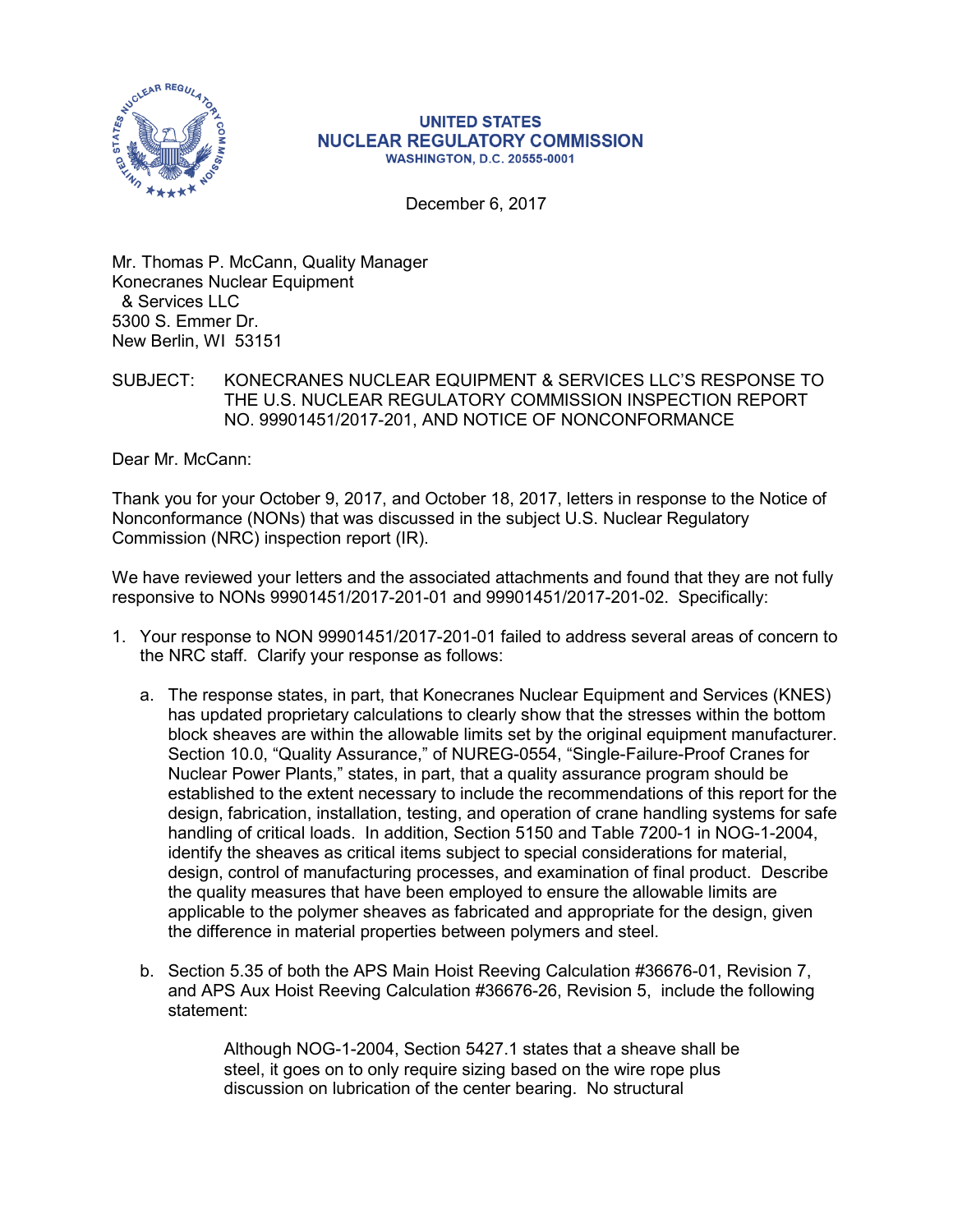**UNITED STATES**
**NUCLEAR REGULATORY COMMISSION**
WASHINGTON, D.C. 20555-0001

December 6, 2017

Mr. Thomas P. McCann, Quality Manager
Konecranes Nuclear Equipment
& Services LLC
5300 S. Emmer Dr.
New Berlin, WI 53151

SUBJECT: KONECRANES NUCLEAR EQUIPMENT & SERVICES LLC'S RESPONSE TO THE U.S. NUCLEAR REGULATORY COMMISSION INSPECTION REPORT NO. 99901451/2017-201, AND NOTICE OF NONCONFORMANCE

Dear Mr. McCann:

Thank you for your October 9, 2017, and October 18, 2017, letters in response to the Notice of Nonconformance (NONs) that was discussed in the subject U.S. Nuclear Regulatory Commission (NRC) inspection report (IR).

We have reviewed your letters and the associated attachments and found that they are not fully responsive to NONs 99901451/2017-201-01 and 99901451/2017-201-02. Specifically:

1. Your response to NON 99901451/2017-201-01 failed to address several areas of concern to the NRC staff. Clarify your response as follows:

   a. The response states, in part, that Konecranes Nuclear Equipment and Services (KNES) has updated proprietary calculations to clearly show that the stresses within the bottom block sheaves are within the allowable limits set by the original equipment manufacturer. Section 10.0, "Quality Assurance," of NUREG-0554, "Single-Failure-Proof Cranes for Nuclear Power Plants," states, in part, that a quality assurance program should be established to the extent necessary to include the recommendations of this report for the design, fabrication, installation, testing, and operation of crane handling systems for safe handling of critical loads. In addition, Section 5150 and Table 7200-1 in NOG-1-2004, identify the sheaves as critical items subject to special considerations for material, design, control of manufacturing processes, and examination of final product. Describe the quality measures that have been employed to ensure the allowable limits are applicable to the polymer sheaves as fabricated and appropriate for the design, given the difference in material properties between polymers and steel.

   b. Section 5.35 of both the APS Main Hoist Reeving Calculation #36676-01, Revision 7, and APS Aux Hoist Reeving Calculation #36676-26, Revision 5, include the following statement:

      > Although NOG-1-2004, Section 5427.1 states that a sheave shall be steel, it goes on to only require sizing based on the wire rope plus discussion on lubrication of the center bearing. No structural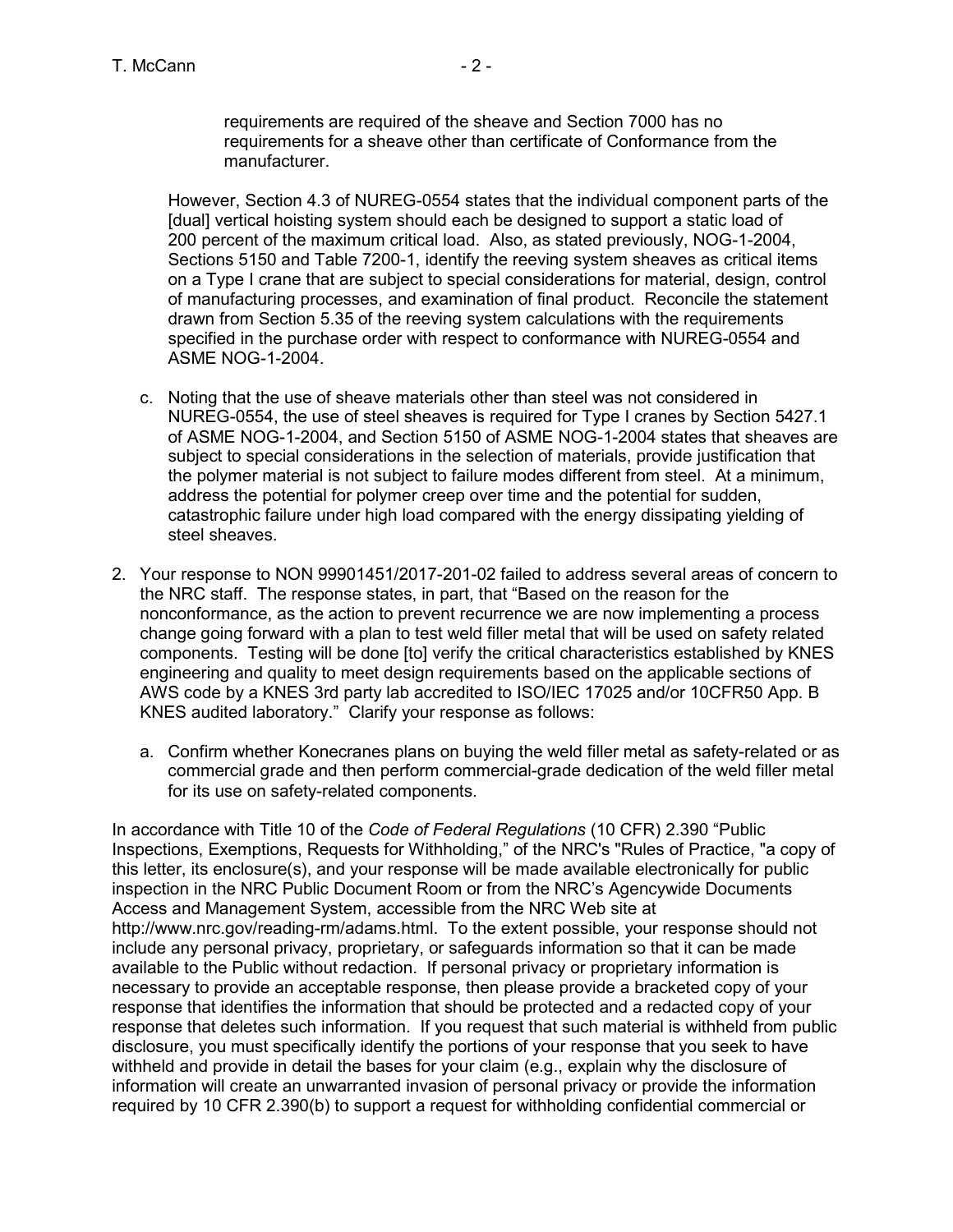requirements are required of the sheave and Section 7000 has no requirements for a sheave other than certificate of Conformance from the manufacturer.

However, Section 4.3 of NUREG-0554 states that the individual component parts of the [dual] vertical hoisting system should each be designed to support a static load of 200 percent of the maximum critical load. Also, as stated previously, NOG-1-2004, Sections 5150 and Table 7200-1, identify the reeving system sheaves as critical items on a Type I crane that are subject to special considerations for material, design, control of manufacturing processes, and examination of final product. Reconcile the statement drawn from Section 5.35 of the reeving system calculations with the requirements specified in the purchase order with respect to conformance with NUREG-0554 and ASME NOG-1-2004.

c. Noting that the use of sheave materials other than steel was not considered in NUREG-0554, the use of steel sheaves is required for Type I cranes by Section 5427.1 of ASME NOG-1-2004, and Section 5150 of ASME NOG-1-2004 states that sheaves are subject to special considerations in the selection of materials, provide justification that the polymer material is not subject to failure modes different from steel. At a minimum, address the potential for polymer creep over time and the potential for sudden, catastrophic failure under high load compared with the energy dissipating yielding of steel sheaves.

2. Your response to NON 99901451/2017-201-02 failed to address several areas of concern to the NRC staff. The response states, in part, that "Based on the reason for the nonconformance, as the action to prevent recurrence we are now implementing a process change going forward with a plan to test weld filler metal that will be used on safety related components. Testing will be done [to] verify the critical characteristics established by KNES engineering and quality to meet design requirements based on the applicable sections of AWS code by a KNES 3rd party lab accredited to ISO/IEC 17025 and/or 10CFR50 App. B KNES audited laboratory." Clarify your response as follows:

   a. Confirm whether Konecranes plans on buying the weld filler metal as safety-related or as commercial grade and then perform commercial-grade dedication of the weld filler metal for its use on safety-related components.

In accordance with Title 10 of the *Code of Federal Regulations* (10 CFR) 2.390 "Public Inspections, Exemptions, Requests for Withholding," of the NRC's "Rules of Practice, "a copy of this letter, its enclosure(s), and your response will be made available electronically for public inspection in the NRC Public Document Room or from the NRC's Agencywide Documents Access and Management System, accessible from the NRC Web site at http://www.nrc.gov/reading-rm/adams.html. To the extent possible, your response should not include any personal privacy, proprietary, or safeguards information so that it can be made available to the Public without redaction. If personal privacy or proprietary information is necessary to provide an acceptable response, then please provide a bracketed copy of your response that identifies the information that should be protected and a redacted copy of your response that deletes such information. If you request that such material is withheld from public disclosure, you must specifically identify the portions of your response that you seek to have withheld and provide in detail the bases for your claim (e.g., explain why the disclosure of information will create an unwarranted invasion of personal privacy or provide the information required by 10 CFR 2.390(b) to support a request for withholding confidential commercial or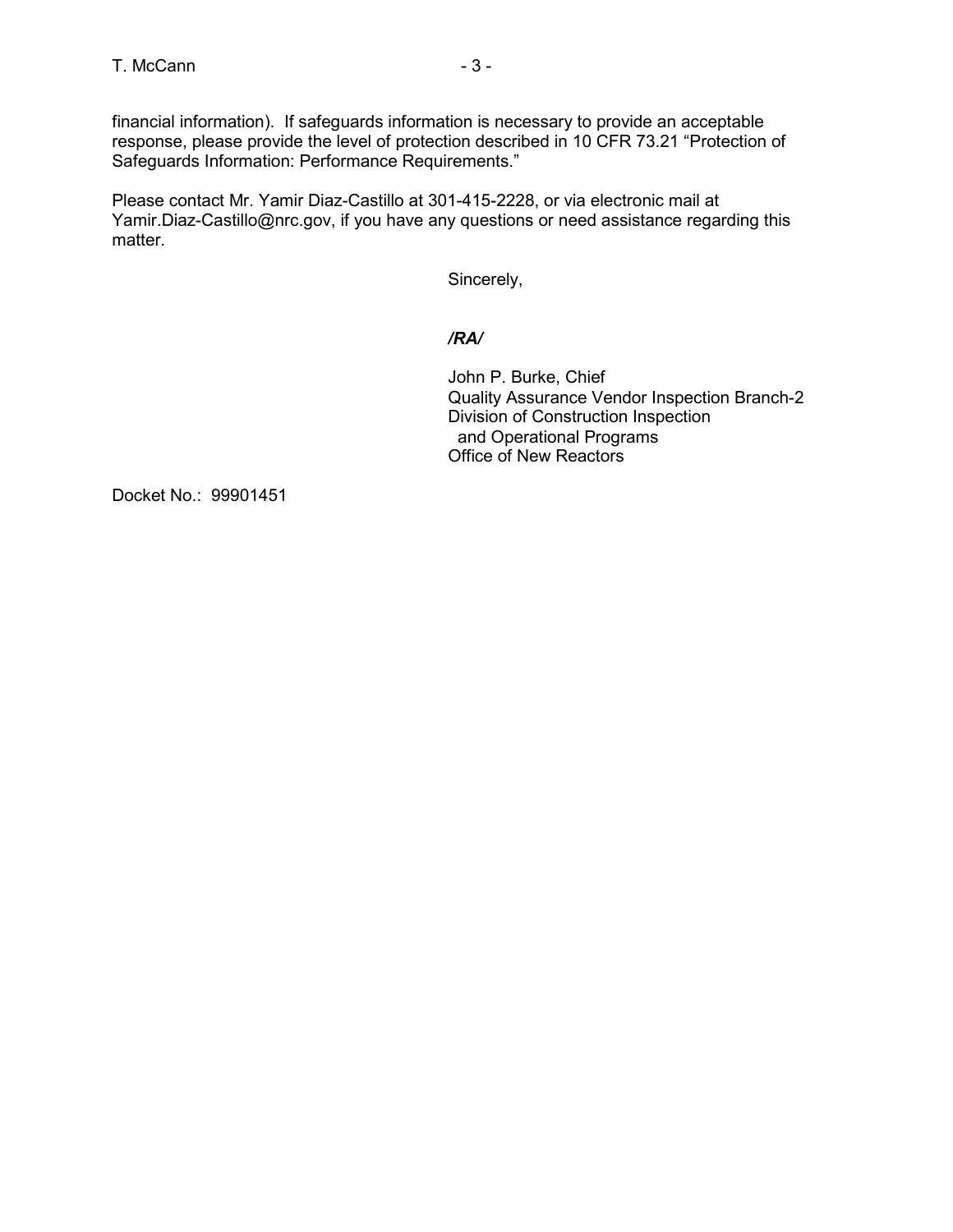financial information). If safeguards information is necessary to provide an acceptable response, please provide the level of protection described in 10 CFR 73.21 "Protection of Safeguards Information: Performance Requirements."

Please contact Mr. Yamir Diaz-Castillo at 301-415-2228, or via electronic mail at Yamir.Diaz-Castillo@nrc.gov, if you have any questions or need assistance regarding this matter.

Sincerely,

***/RA/***

John P. Burke, Chief
Quality Assurance Vendor Inspection Branch-2
Division of Construction Inspection
and Operational Programs
Office of New Reactors

Docket No.: 99901451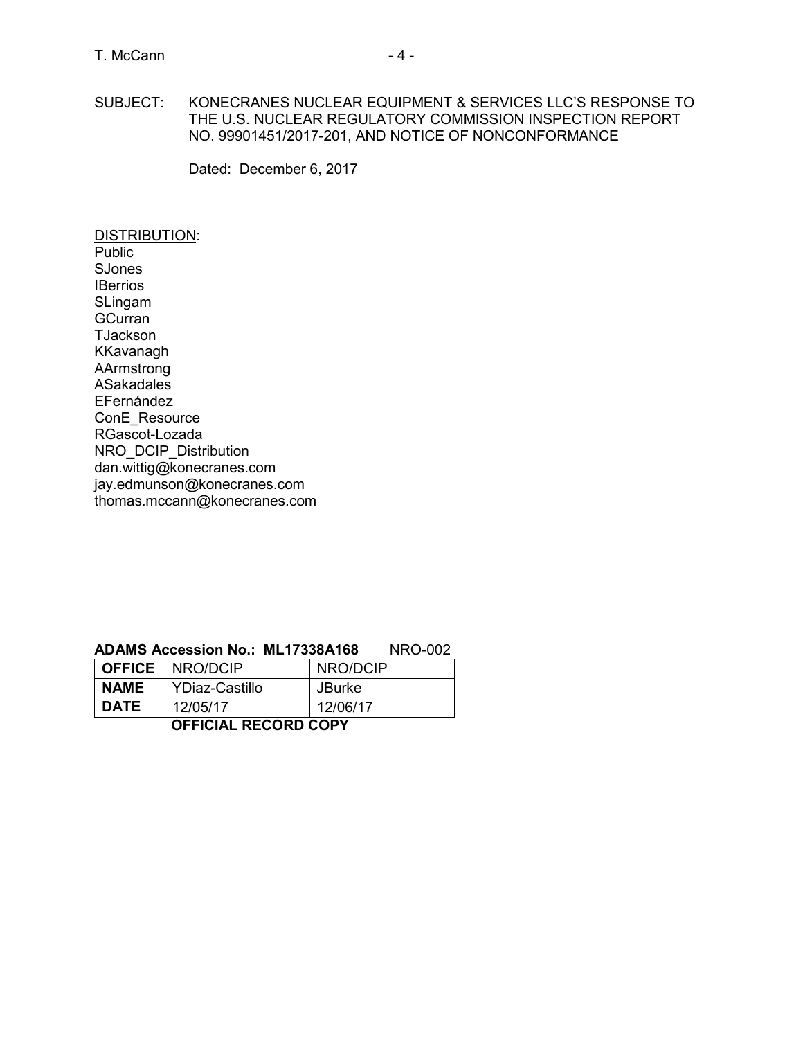SUBJECT: KONECRANES NUCLEAR EQUIPMENT & SERVICES LLC'S RESPONSE TO THE U.S. NUCLEAR REGULATORY COMMISSION INSPECTION REPORT NO. 99901451/2017-201, AND NOTICE OF NONCONFORMANCE

Dated: December 6, 2017

DISTRIBUTION:
Public
SJones
IBerrios
SLingam
GCurran
TJackson
KKavanagh
AArmstrong
ASakadales
EFernández
ConE_Resource
RGascot-Lozada
NRO_DCIP_Distribution
dan.wittig@konecranes.com
jay.edmunson@konecranes.com
thomas.mccann@konecranes.com

**ADAMS Accession No.: ML17338A168** NRO-002

| | | |
|---|---|---|
| **OFFICE** | NRO/DCIP | NRO/DCIP |
| **NAME** | YDiaz-Castillo | JBurke |
| **DATE** | 12/05/17 | 12/06/17 |

**OFFICIAL RECORD COPY**